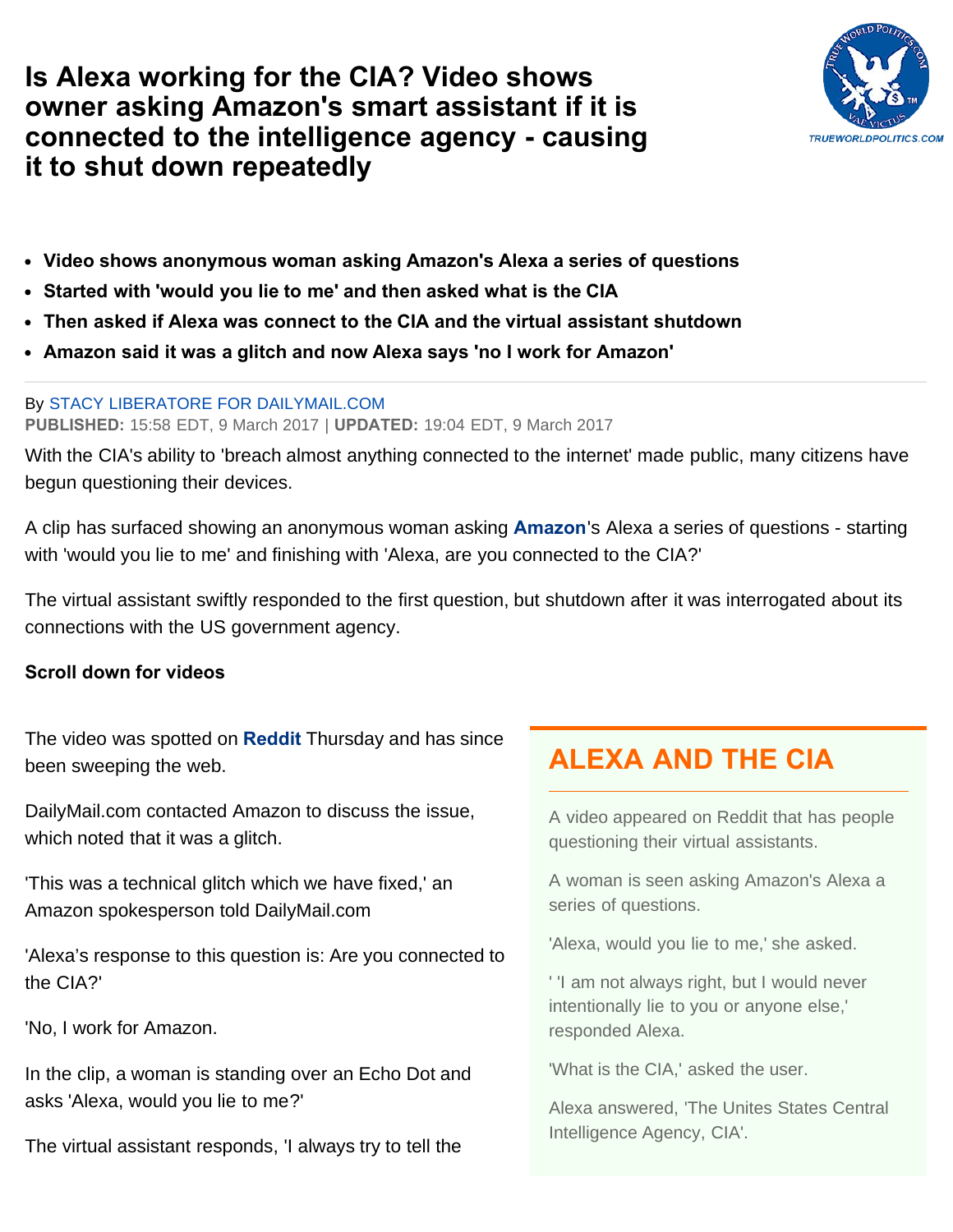# Is Alexa working for the CIA? Video shows owner asking Amazon's smart assistant if it is connected to the intelligence agency - causing it to shut down repeatedly

TRUEWORLDPOLITICS.COM

- **Video shows anonymous woman asking Amazon's Alexa a series of questions**
- **Started with 'would you lie to me' and then asked what is the CIA**
- **Then asked if Alexa was connect to the CIA and the virtual assistant shutdown**
- **Amazon said it was a glitch and now Alexa says 'no I work for Amazon'**

---

By STACY LIBERATORE FOR DAILYMAIL.COM

**PUBLISHED:** 15:58 EDT, 9 March 2017 | **UPDATED:** 19:04 EDT, 9 March 2017

With the CIA's ability to 'breach almost anything connected to the internet' made public, many citizens have begun questioning their devices.

A clip has surfaced showing an anonymous woman asking **Amazon**'s Alexa a series of questions - starting with 'would you lie to me' and finishing with 'Alexa, are you connected to the CIA?'

The virtual assistant swiftly responded to the first question, but shutdown after it was interrogated about its connections with the US government agency.

**Scroll down for videos**

The video was spotted on **Reddit** Thursday and has since been sweeping the web.

DailyMail.com contacted Amazon to discuss the issue, which noted that it was a glitch.

'This was a technical glitch which we have fixed,' an Amazon spokesperson told DailyMail.com

'Alexa's response to this question is: Are you connected to the CIA?'

'No, I work for Amazon.

In the clip, a woman is standing over an Echo Dot and asks 'Alexa, would you lie to me?'

The virtual assistant responds, 'I always try to tell the

## ALEXA AND THE CIA

A video appeared on Reddit that has people questioning their virtual assistants.

A woman is seen asking Amazon's Alexa a series of questions.

'Alexa, would you lie to me,' she asked.

' 'I am not always right, but I would never intentionally lie to you or anyone else,' responded Alexa.

'What is the CIA,' asked the user.

Alexa answered, 'The Unites States Central Intelligence Agency, CIA'.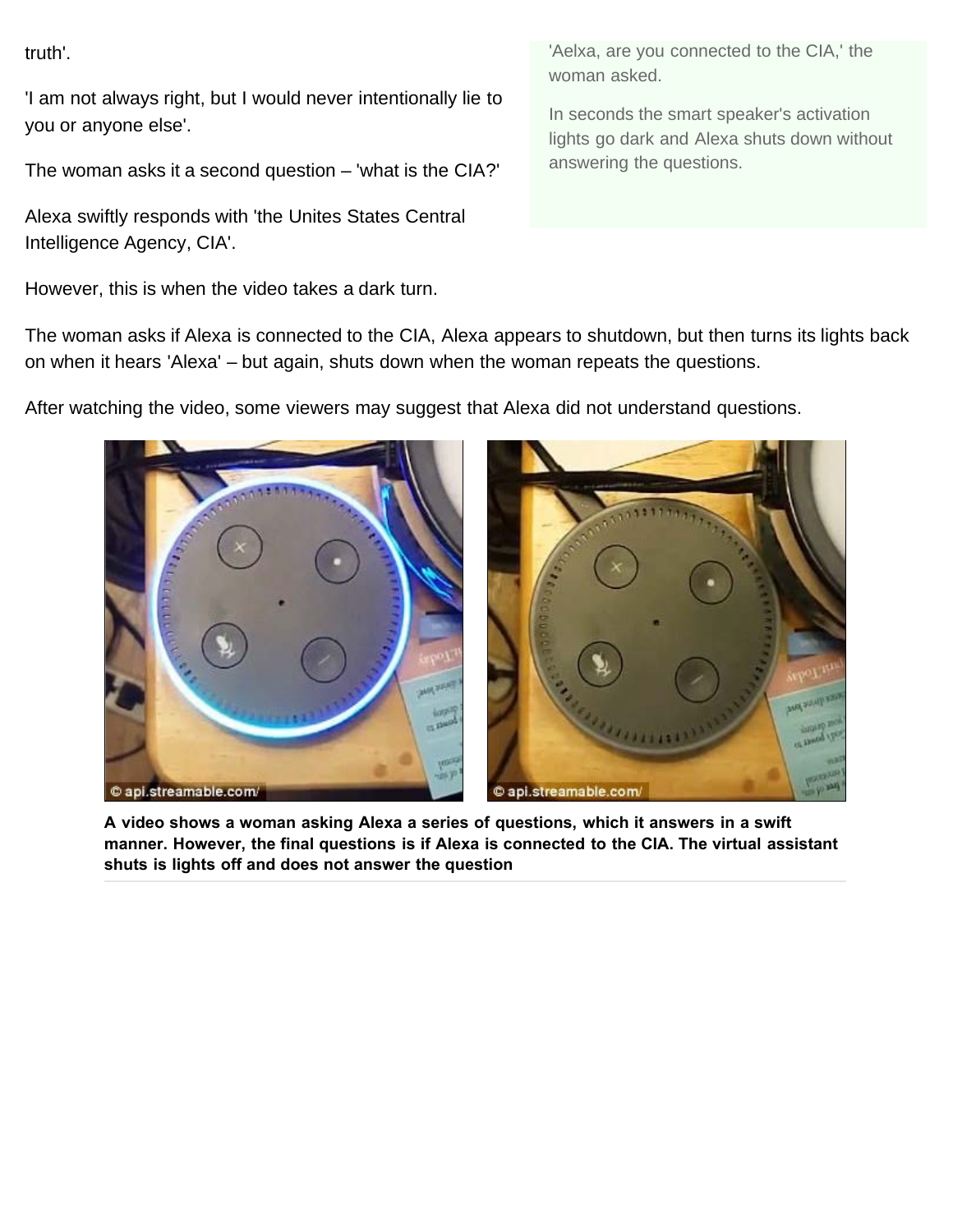truth'.

'I am not always right, but I would never intentionally lie to you or anyone else'.

The woman asks it a second question – 'what is the CIA?'

Alexa swiftly responds with 'the Unites States Central Intelligence Agency, CIA'.

However, this is when the video takes a dark turn.

'Aelxa, are you connected to the CIA,' the woman asked.

In seconds the smart speaker's activation lights go dark and Alexa shuts down without answering the questions.

The woman asks if Alexa is connected to the CIA, Alexa appears to shutdown, but then turns its lights back on when it hears 'Alexa' – but again, shuts down when the woman repeats the questions.

After watching the video, some viewers may suggest that Alexa did not understand questions.

© api.streamable.com/

© api.streamable.com/

**A video shows a woman asking Alexa a series of questions, which it answers in a swift manner. However, the final questions is if Alexa is connected to the CIA. The virtual assistant shuts is lights off and does not answer the question**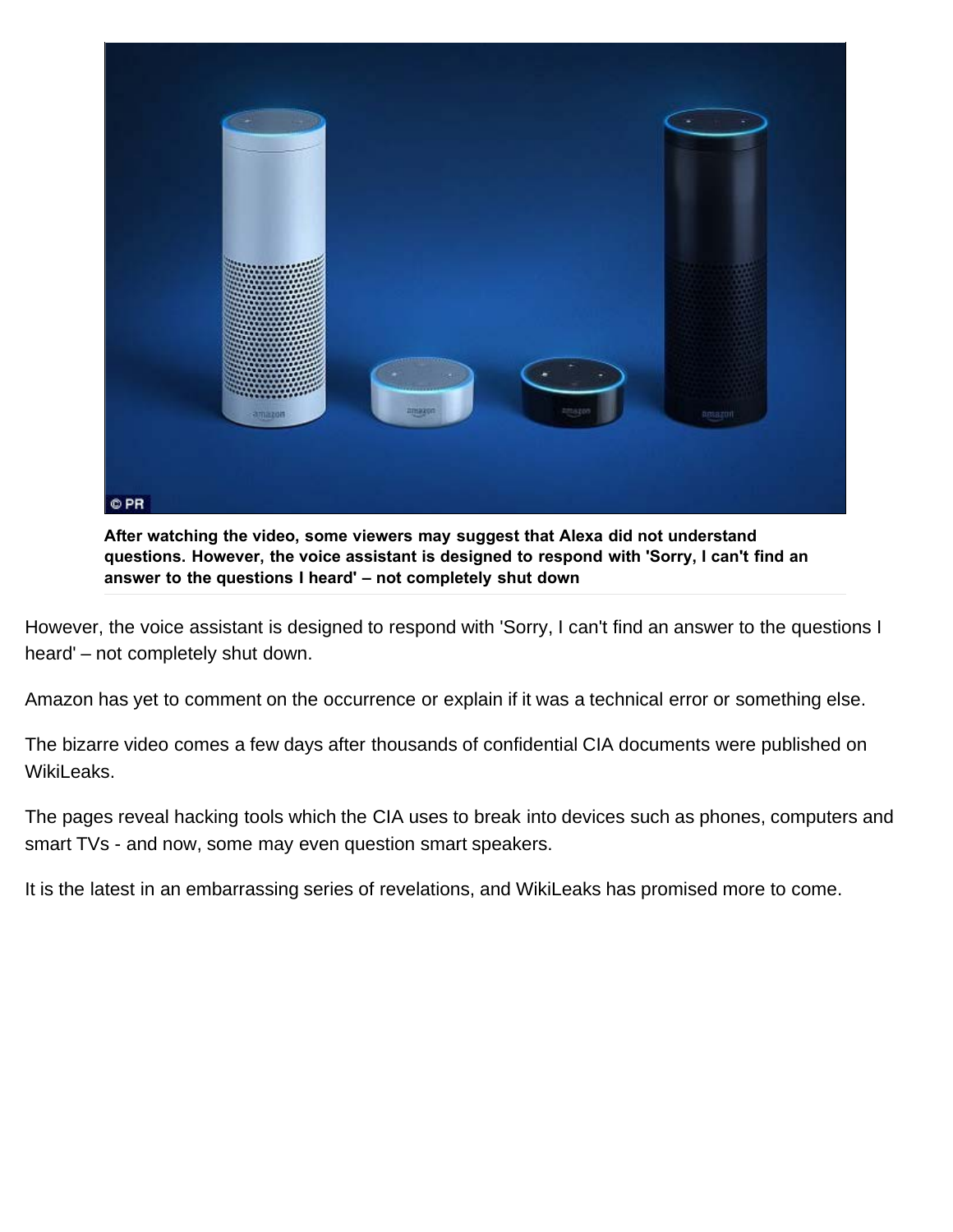**After watching the video, some viewers may suggest that Alexa did not understand questions. However, the voice assistant is designed to respond with 'Sorry, I can't find an answer to the questions I heard' – not completely shut down**

However, the voice assistant is designed to respond with 'Sorry, I can't find an answer to the questions I heard' – not completely shut down.

Amazon has yet to comment on the occurrence or explain if it was a technical error or something else.

The bizarre video comes a few days after thousands of confidential CIA documents were published on WikiLeaks.

The pages reveal hacking tools which the CIA uses to break into devices such as phones, computers and smart TVs - and now, some may even question smart speakers.

It is the latest in an embarrassing series of revelations, and WikiLeaks has promised more to come.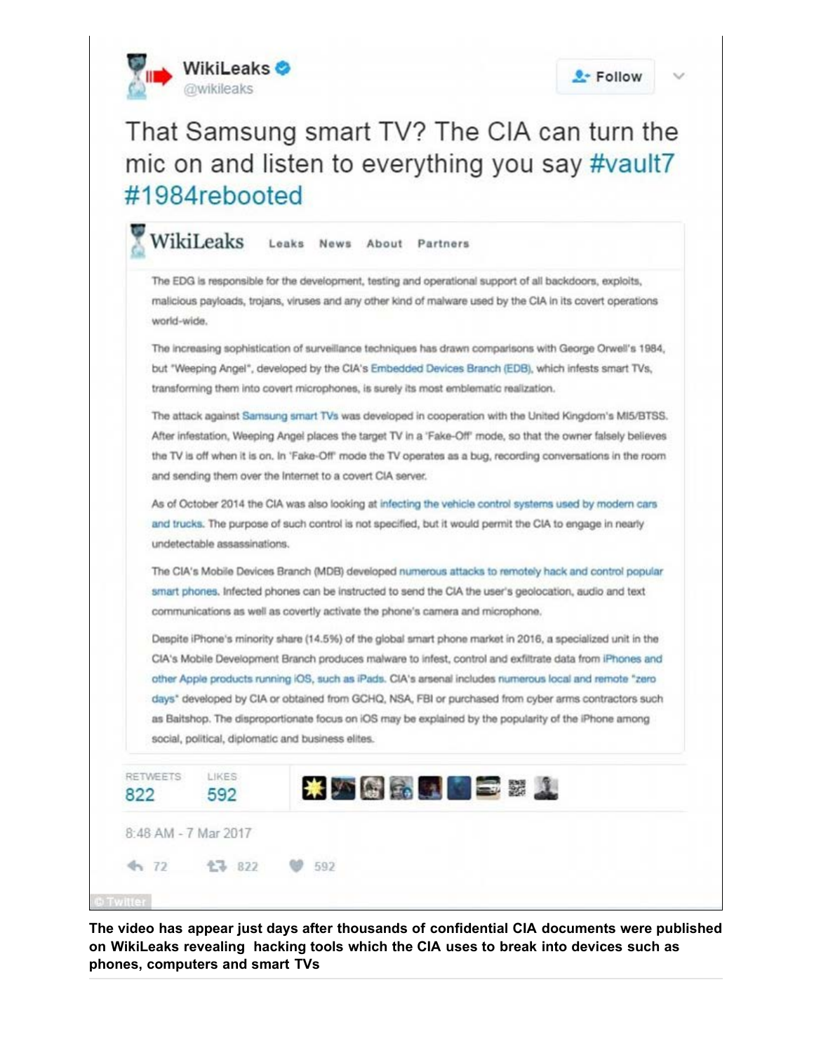**WikiLeaks** @wikileaks

Follow

That Samsung smart TV? The CIA can turn the mic on and listen to everything you say #vault7 #1984rebooted

WikiLeaks — Leaks News About Partners

The EDG is responsible for the development, testing and operational support of all backdoors, exploits, malicious payloads, trojans, viruses and any other kind of malware used by the CIA in its covert operations world-wide.

The increasing sophistication of surveillance techniques has drawn comparisons with George Orwell's 1984, but "Weeping Angel", developed by the CIA's Embedded Devices Branch (EDB), which infests smart TVs, transforming them into covert microphones, is surely its most emblematic realization.

The attack against Samsung smart TVs was developed in cooperation with the United Kingdom's MI5/BTSS. After infestation, Weeping Angel places the target TV in a 'Fake-Off' mode, so that the owner falsely believes the TV is off when it is on. In 'Fake-Off' mode the TV operates as a bug, recording conversations in the room and sending them over the Internet to a covert CIA server.

As of October 2014 the CIA was also looking at infecting the vehicle control systems used by modern cars and trucks. The purpose of such control is not specified, but it would permit the CIA to engage in nearly undetectable assassinations.

The CIA's Mobile Devices Branch (MDB) developed numerous attacks to remotely hack and control popular smart phones. Infected phones can be instructed to send the CIA the user's geolocation, audio and text communications as well as covertly activate the phone's camera and microphone.

Despite iPhone's minority share (14.5%) of the global smart phone market in 2016, a specialized unit in the CIA's Mobile Development Branch produces malware to infest, control and exfiltrate data from iPhones and other Apple products running iOS, such as iPads. CIA's arsenal includes numerous local and remote "zero days" developed by CIA or obtained from GCHQ, NSA, FBI or purchased from cyber arms contractors such as Baitshop. The disproportionate focus on iOS may be explained by the popularity of the iPhone among social, political, diplomatic and business elites.

RETWEETS 822 LIKES 592

8:48 AM - 7 Mar 2017

72 822 592

© Twitter

**The video has appear just days after thousands of confidential CIA documents were published on WikiLeaks revealing hacking tools which the CIA uses to break into devices such as phones, computers and smart TVs**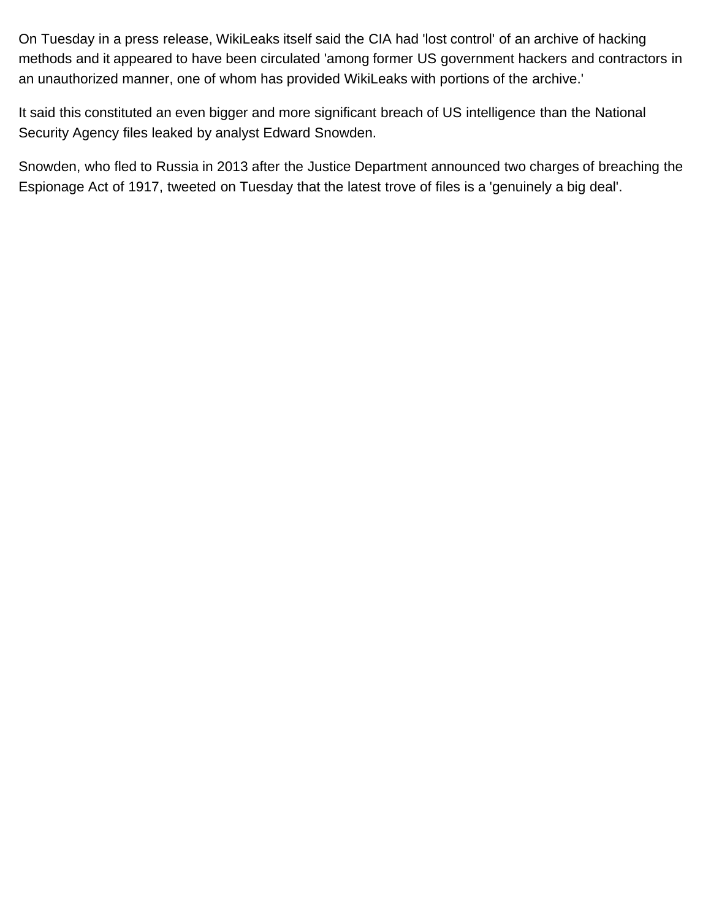On Tuesday in a press release, WikiLeaks itself said the CIA had 'lost control' of an archive of hacking methods and it appeared to have been circulated 'among former US government hackers and contractors in an unauthorized manner, one of whom has provided WikiLeaks with portions of the archive.'

It said this constituted an even bigger and more significant breach of US intelligence than the National Security Agency files leaked by analyst Edward Snowden.

Snowden, who fled to Russia in 2013 after the Justice Department announced two charges of breaching the Espionage Act of 1917, tweeted on Tuesday that the latest trove of files is a 'genuinely a big deal'.